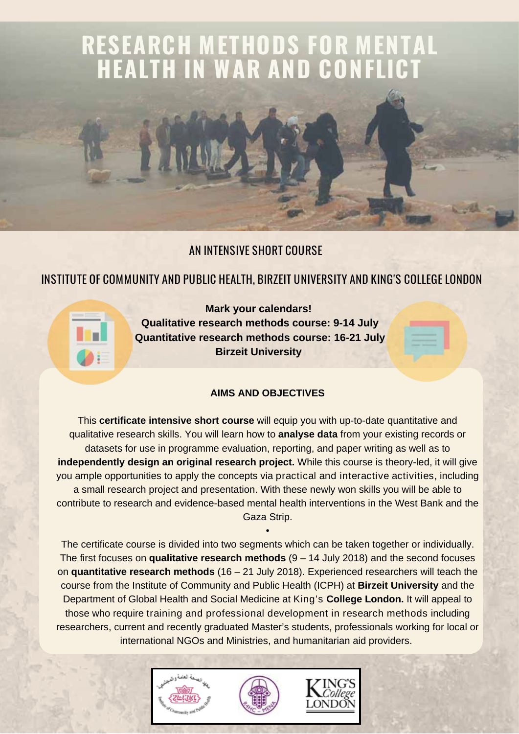# RESEARCH METHODS FOR MENTAL HEALTH IN WAR AND CONFLICT

## AN INTENSIVE SHORT COURSE

## INSTITUTE OF COMMUNITY AND PUBLIC HEALTH, BIRZEIT UNIVERSITY AND KING'S COLLEGE LONDON

**Mark your calendars!**
**Qualitative research methods course: 9-14 July**
**Quantitative research methods course: 16-21 July**
**Birzeit University**

### AIMS AND OBJECTIVES

This **certificate intensive short course** will equip you with up-to-date quantitative and qualitative research skills. You will learn how to **analyse data** from your existing records or datasets for use in programme evaluation, reporting, and paper writing as well as to **independently design an original research project.** While this course is theory-led, it will give you ample opportunities to apply the concepts via practical and interactive activities, including a small research project and presentation. With these newly won skills you will be able to contribute to research and evidence-based mental health interventions in the West Bank and the Gaza Strip.

•

The certificate course is divided into two segments which can be taken together or individually. The first focuses on **qualitative research methods** (9 – 14 July 2018) and the second focuses on **quantitative research methods** (16 – 21 July 2018). Experienced researchers will teach the course from the Institute of Community and Public Health (ICPH) at **Birzeit University** and the Department of Global Health and Social Medicine at King's **College London.** It will appeal to those who require training and professional development in research methods including researchers, current and recently graduated Master's students, professionals working for local or international NGOs and Ministries, and humanitarian aid providers.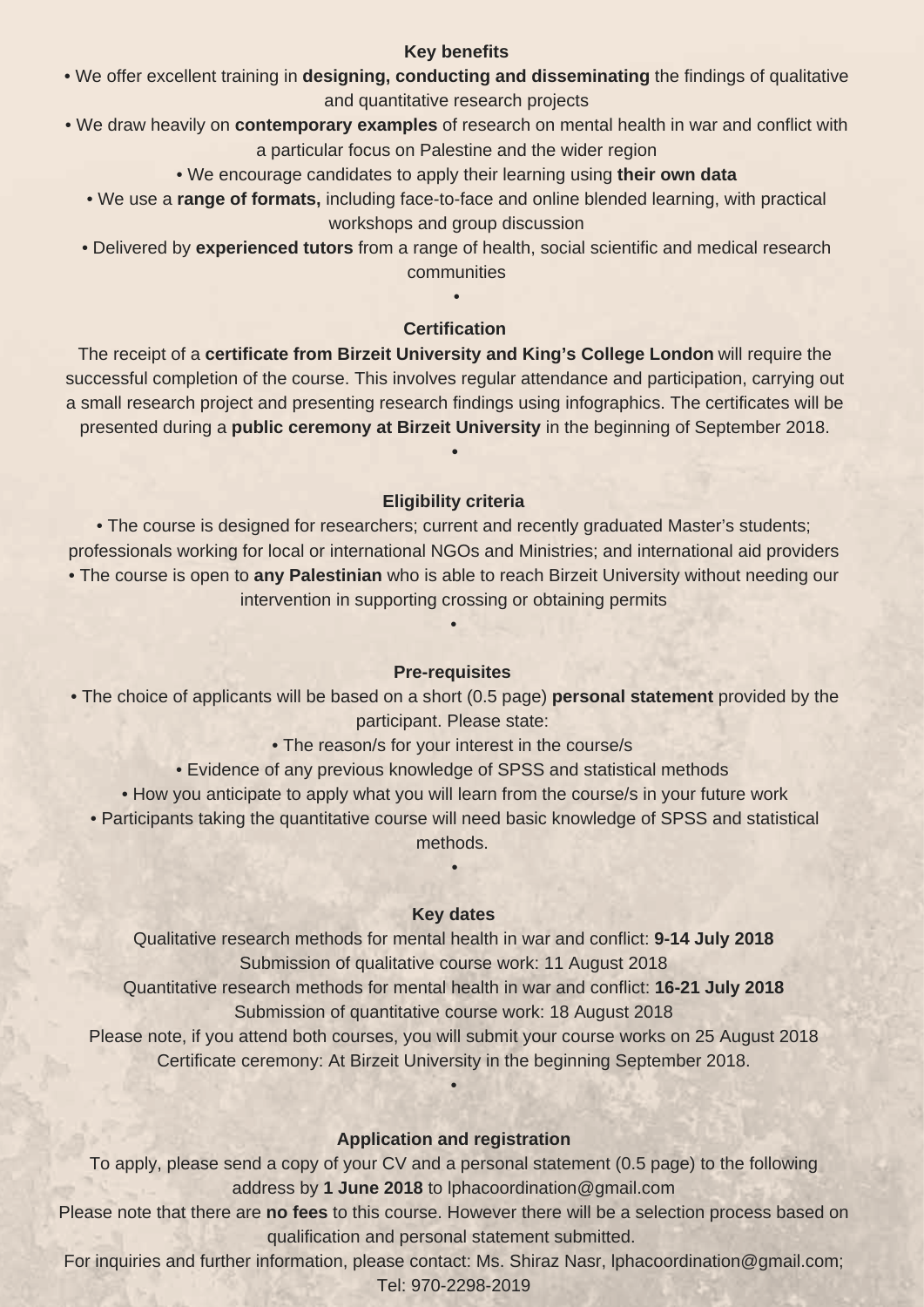## Key benefits

- We offer excellent training in **designing, conducting and disseminating** the findings of qualitative and quantitative research projects
- We draw heavily on **contemporary examples** of research on mental health in war and conflict with a particular focus on Palestine and the wider region
- We encourage candidates to apply their learning using **their own data**
- We use a **range of formats,** including face-to-face and online blended learning, with practical workshops and group discussion
- Delivered by **experienced tutors** from a range of health, social scientific and medical research communities

•

## Certification

The receipt of a **certificate from Birzeit University and King's College London** will require the successful completion of the course. This involves regular attendance and participation, carrying out a small research project and presenting research findings using infographics. The certificates will be presented during a **public ceremony at Birzeit University** in the beginning of September 2018.

•

## Eligibility criteria

- The course is designed for researchers; current and recently graduated Master's students; professionals working for local or international NGOs and Ministries; and international aid providers
- The course is open to **any Palestinian** who is able to reach Birzeit University without needing our intervention in supporting crossing or obtaining permits

•

## Pre-requisites

- The choice of applicants will be based on a short (0.5 page) **personal statement** provided by the participant. Please state:
- The reason/s for your interest in the course/s
- Evidence of any previous knowledge of SPSS and statistical methods
- How you anticipate to apply what you will learn from the course/s in your future work
- Participants taking the quantitative course will need basic knowledge of SPSS and statistical methods.

•

## Key dates

Qualitative research methods for mental health in war and conflict: **9-14 July 2018**

Submission of qualitative course work: 11 August 2018

Quantitative research methods for mental health in war and conflict: **16-21 July 2018**

Submission of quantitative course work: 18 August 2018

Please note, if you attend both courses, you will submit your course works on 25 August 2018

Certificate ceremony: At Birzeit University in the beginning September 2018.

•

## Application and registration

To apply, please send a copy of your CV and a personal statement (0.5 page) to the following address by **1 June 2018** to lphacoordination@gmail.com

Please note that there are **no fees** to this course. However there will be a selection process based on qualification and personal statement submitted.

For inquiries and further information, please contact: Ms. Shiraz Nasr, lphacoordination@gmail.com; Tel: 970-2298-2019